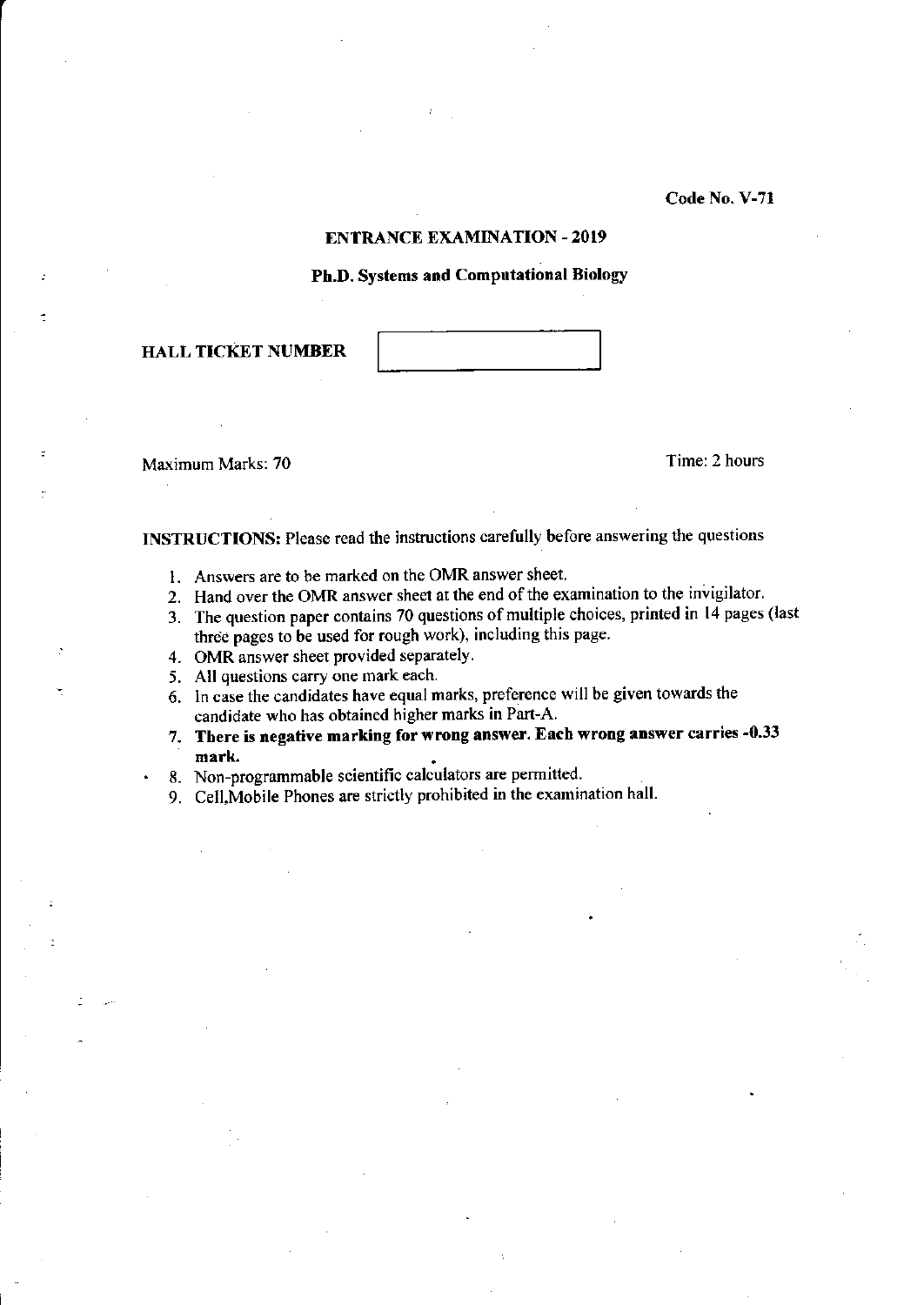Code No. V-71

## ENTRANCE EXAMINATION - 2019

### Ph.D. Systems and Computational Biology

**HALL TICKET NUMBER**

Maximum Marks: 70

Time: 2 hours

**INSTRUCTIONS:** Please read the instructions carefully before answering the questions

1. Answers are to be marked on the OMR answer sheet.
2. Hand over the OMR answer sheet at the end of the examination to the invigilator.
3. The question paper contains 70 questions of multiple choices, printed in 14 pages (last three pages to be used for rough work), including this page.
4. OMR answer sheet provided separately.
5. All questions carry one mark each.
6. In case the candidates have equal marks, preference will be given towards the candidate who has obtained higher marks in Part-A.
7. **There is negative marking for wrong answer. Each wrong answer carries -0.33 mark.**
8. Non-programmable scientific calculators are permitted.
9. Cell,Mobile Phones are strictly prohibited in the examination hall.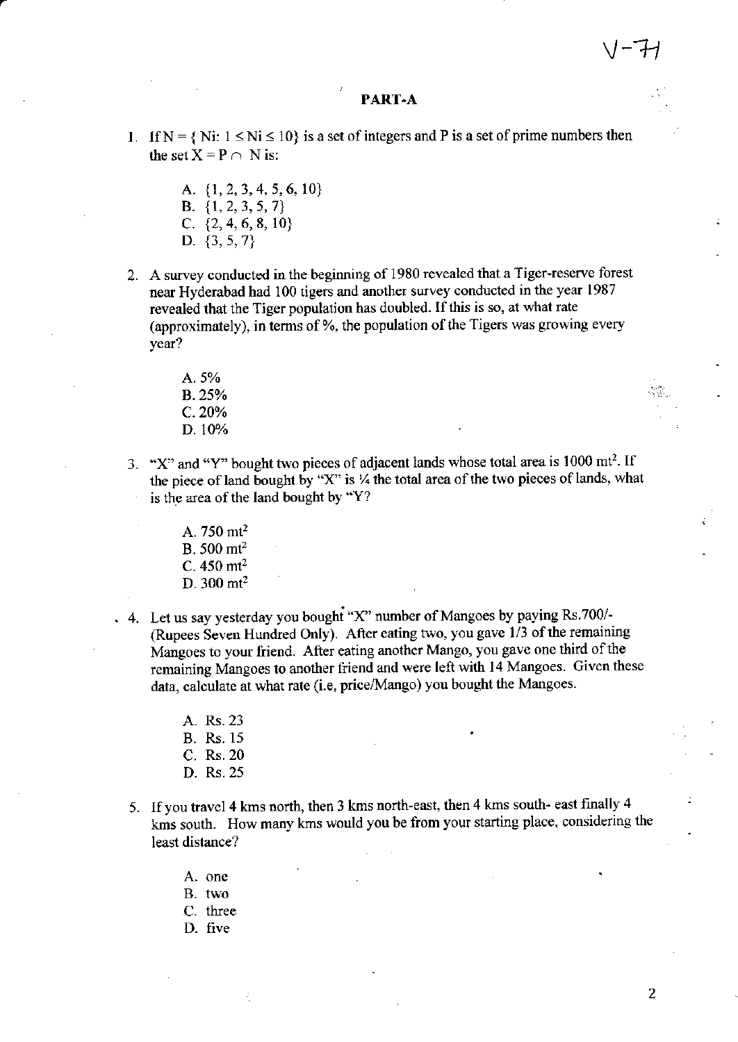## PART-A

1. If $N = \{ Ni: 1 \leq Ni \leq 10\}$ is a set of integers and P is a set of prime numbers then the set $X = P \cap N$ is:

   A. {1, 2, 3, 4, 5, 6, 10}
   B. {1, 2, 3, 5, 7}
   C. {2, 4, 6, 8, 10}
   D. {3, 5, 7}

2. A survey conducted in the beginning of 1980 revealed that a Tiger-reserve forest near Hyderabad had 100 tigers and another survey conducted in the year 1987 revealed that the Tiger population has doubled. If this is so, at what rate (approximately), in terms of %, the population of the Tigers was growing every year?

   A. 5%
   B. 25%
   C. 20%
   D. 10%

3. "X" and "Y" bought two pieces of adjacent lands whose total area is 1000 $mt^2$. If the piece of land bought by "X" is ¼ the total area of the two pieces of lands, what is the area of the land bought by "Y?

   A. 750 $mt^2$
   B. 500 $mt^2$
   C. 450 $mt^2$
   D. 300 $mt^2$

4. Let us say yesterday you bought "X" number of Mangoes by paying Rs.700/- (Rupees Seven Hundred Only). After eating two, you gave 1/3 of the remaining Mangoes to your friend. After eating another Mango, you gave one third of the remaining Mangoes to another friend and were left with 14 Mangoes. Given these data, calculate at what rate (i.e, price/Mango) you bought the Mangoes.

   A. Rs. 23
   B. Rs. 15
   C. Rs. 20
   D. Rs. 25

5. If you travel 4 kms north, then 3 kms north-east, then 4 kms south- east finally 4 kms south. How many kms would you be from your starting place, considering the least distance?

   A. one
   B. two
   C. three
   D. five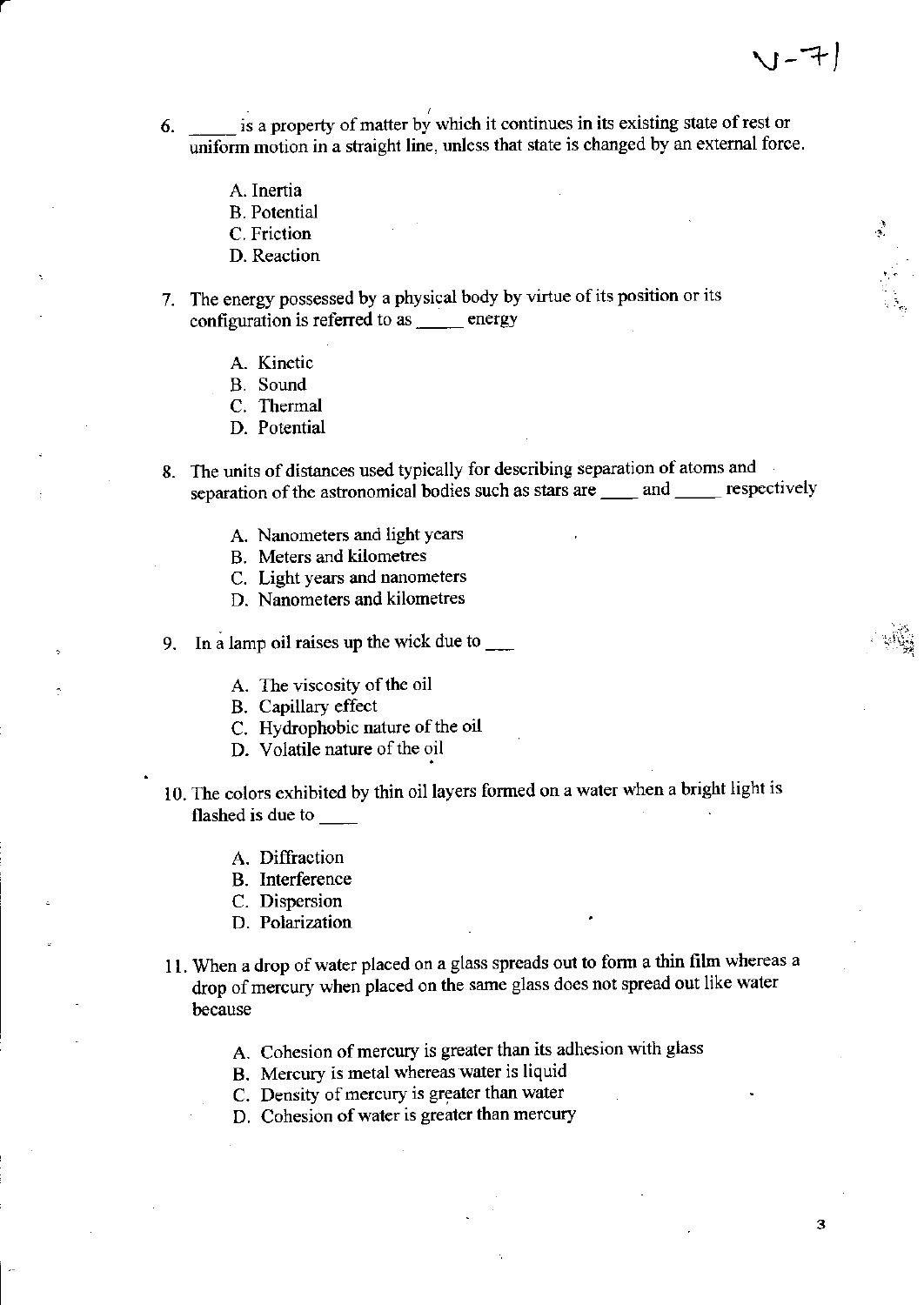6. _____ is a property of matter by which it continues in its existing state of rest or uniform motion in a straight line, unless that state is changed by an external force.

   A. Inertia
   B. Potential
   C. Friction
   D. Reaction

7. The energy possessed by a physical body by virtue of its position or its configuration is referred to as _____ energy

   A. Kinetic
   B. Sound
   C. Thermal
   D. Potential

8. The units of distances used typically for describing separation of atoms and separation of the astronomical bodies such as stars are ____ and _____ respectively

   A. Nanometers and light years
   B. Meters and kilometres
   C. Light years and nanometers
   D. Nanometers and kilometres

9. In a lamp oil raises up the wick due to ___

   A. The viscosity of the oil
   B. Capillary effect
   C. Hydrophobic nature of the oil
   D. Volatile nature of the oil

10. The colors exhibited by thin oil layers formed on a water when a bright light is flashed is due to ____

    A. Diffraction
    B. Interference
    C. Dispersion
    D. Polarization

11. When a drop of water placed on a glass spreads out to form a thin film whereas a drop of mercury when placed on the same glass does not spread out like water because

    A. Cohesion of mercury is greater than its adhesion with glass
    B. Mercury is metal whereas water is liquid
    C. Density of mercury is greater than water
    D. Cohesion of water is greater than mercury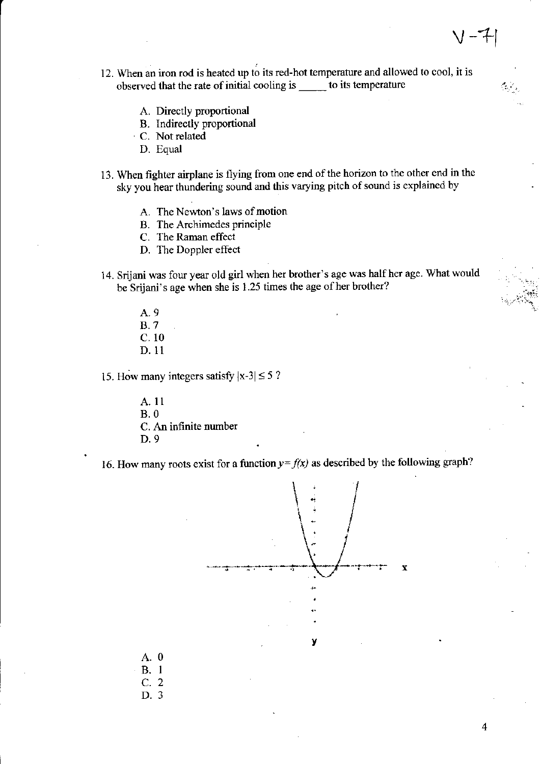12. When an iron rod is heated up to its red-hot temperature and allowed to cool, it is observed that the rate of initial cooling is _____ to its temperature

    A. Directly proportional
    B. Indirectly proportional
    C. Not related
    D. Equal

13. When fighter airplane is flying from one end of the horizon to the other end in the sky you hear thundering sound and this varying pitch of sound is explained by

    A. The Newton's laws of motion
    B. The Archimedes principle
    C. The Raman effect
    D. The Doppler effect

14. Srijani was four year old girl when her brother's age was half her age. What would be Srijani's age when she is 1.25 times the age of her brother?

    A. 9
    B. 7
    C. 10
    D. 11

15. How many integers satisfy $|x-3| \leq 5$ ?

    A. 11
    B. 0
    C. An infinite number
    D. 9

16. How many roots exist for a function $y=f(x)$ as described by the following graph?

    A. 0
    B. 1
    C. 2
    D. 3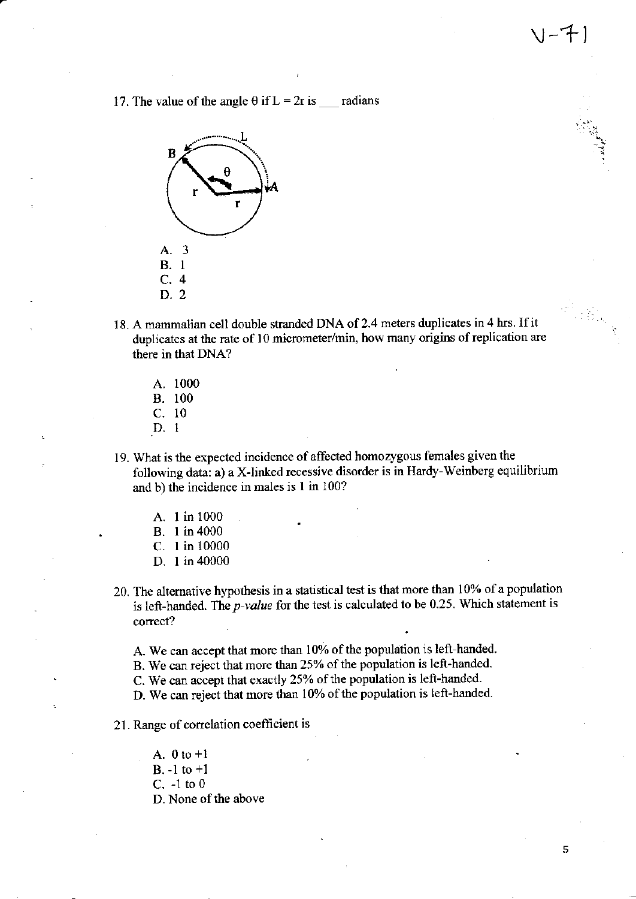17. The value of the angle $\theta$ if $L = 2r$ is \_\_\_ radians

A. 3
B. 1
C. 4
D. 2

18. A mammalian cell double stranded DNA of 2.4 meters duplicates in 4 hrs. If it duplicates at the rate of 10 micrometer/min, how many origins of replication are there in that DNA?

A. 1000
B. 100
C. 10
D. 1

19. What is the expected incidence of affected homozygous females given the following data: a) a X-linked recessive disorder is in Hardy-Weinberg equilibrium and b) the incidence in males is 1 in 100?

A. 1 in 1000
B. 1 in 4000
C. 1 in 10000
D. 1 in 40000

20. The alternative hypothesis in a statistical test is that more than 10% of a population is left-handed. The *p-value* for the test is calculated to be 0.25. Which statement is correct?

A. We can accept that more than 10% of the population is left-handed.
B. We can reject that more than 25% of the population is left-handed.
C. We can accept that exactly 25% of the population is left-handed.
D. We can reject that more than 10% of the population is left-handed.

21. Range of correlation coefficient is

A. 0 to +1
B. -1 to +1
C. -1 to 0
D. None of the above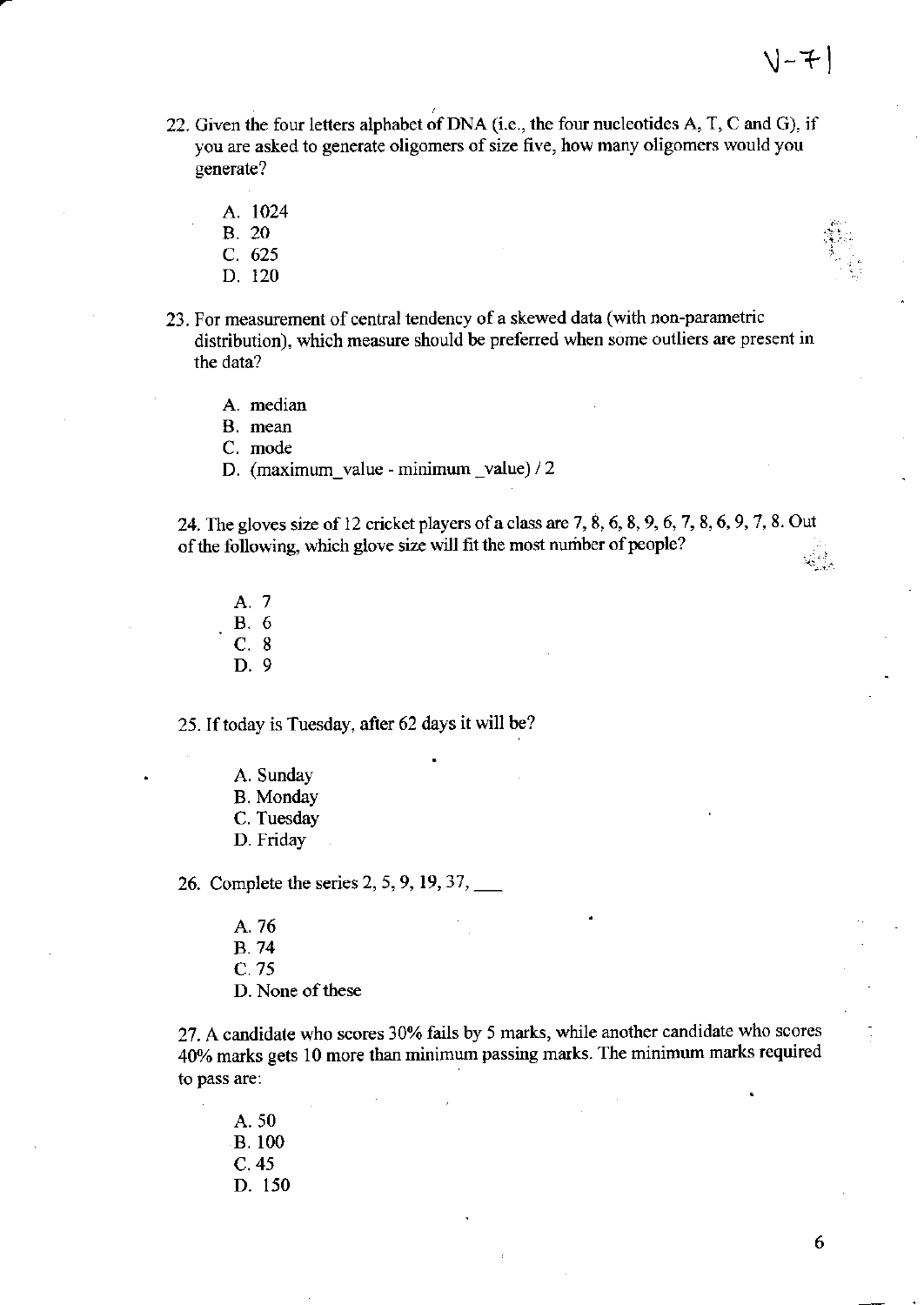22. Given the four letters alphabet of DNA (i.e., the four nucleotides A, T, C and G), if you are asked to generate oligomers of size five, how many oligomers would you generate?

   A. 1024
   B. 20
   C. 625
   D. 120

23. For measurement of central tendency of a skewed data (with non-parametric distribution), which measure should be preferred when some outliers are present in the data?

   A. median
   B. mean
   C. mode
   D. (maximum_value - minimum _value) / 2

24. The gloves size of 12 cricket players of a class are 7, 8, 6, 8, 9, 6, 7, 8, 6, 9, 7, 8. Out of the following, which glove size will fit the most number of people?

   A. 7
   B. 6
   C. 8
   D. 9

25. If today is Tuesday, after 62 days it will be?

   A. Sunday
   B. Monday
   C. Tuesday
   D. Friday

26. Complete the series 2, 5, 9, 19, 37, ___

   A. 76
   B. 74
   C. 75
   D. None of these

27. A candidate who scores 30% fails by 5 marks, while another candidate who scores 40% marks gets 10 more than minimum passing marks. The minimum marks required to pass are:

   A. 50
   B. 100
   C. 45
   D. 150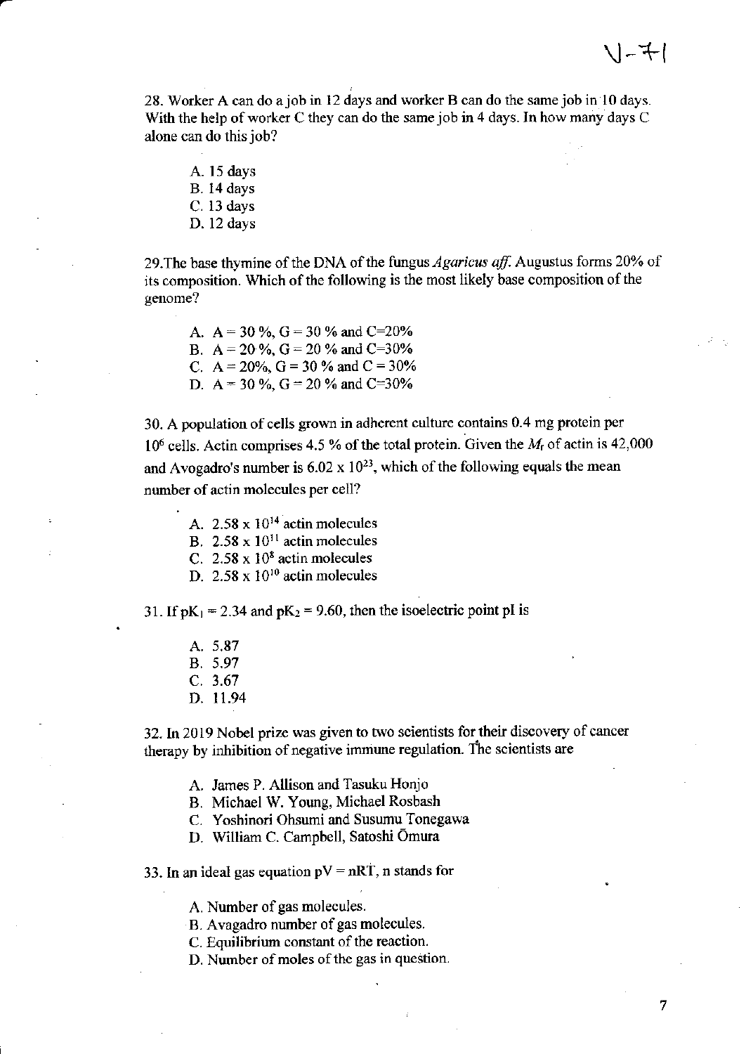28. Worker A can do a job in 12 days and worker B can do the same job in 10 days. With the help of worker C they can do the same job in 4 days. In how many days C alone can do this job?

A. 15 days
B. 14 days
C. 13 days
D. 12 days

29. The base thymine of the DNA of the fungus *Agaricus aff.* Augustus forms 20% of its composition. Which of the following is the most likely base composition of the genome?

A. A = 30 %, G = 30 % and C=20%
B. A = 20 %, G = 20 % and C=30%
C. A = 20%, G = 30 % and C = 30%
D. A = 30 %, G = 20 % and C=30%

30. A population of cells grown in adherent culture contains 0.4 mg protein per $10^6$ cells. Actin comprises 4.5 % of the total protein. Given the $M_r$ of actin is 42,000 and Avogadro's number is $6.02 \times 10^{23}$, which of the following equals the mean number of actin molecules per cell?

A. $2.58 \times 10^{14}$ actin molecules
B. $2.58 \times 10^{11}$ actin molecules
C. $2.58 \times 10^{8}$ actin molecules
D. $2.58 \times 10^{10}$ actin molecules

31. If $pK_1 = 2.34$ and $pK_2 = 9.60$, then the isoelectric point pI is

A. 5.87
B. 5.97
C. 3.67
D. 11.94

32. In 2019 Nobel prize was given to two scientists for their discovery of cancer therapy by inhibition of negative immune regulation. The scientists are

A. James P. Allison and Tasuku Honjo
B. Michael W. Young, Michael Rosbash
C. Yoshinori Ohsumi and Susumu Tonegawa
D. William C. Campbell, Satoshi Ōmura

33. In an ideal gas equation $pV = nRT$, n stands for

A. Number of gas molecules.
B. Avagadro number of gas molecules.
C. Equilibrium constant of the reaction.
D. Number of moles of the gas in question.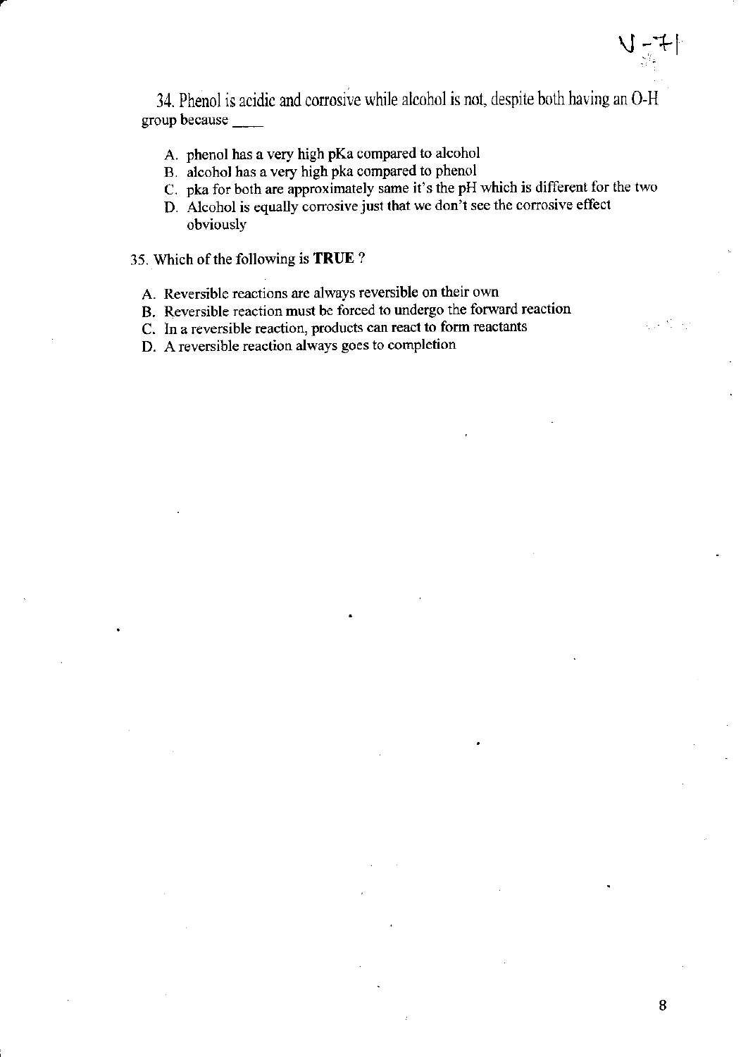34. Phenol is acidic and corrosive while alcohol is not, despite both having an O-H group because ____

A. phenol has a very high pKa compared to alcohol
B. alcohol has a very high pka compared to phenol
C. pka for both are approximately same it's the pH which is different for the two
D. Alcohol is equally corrosive just that we don't see the corrosive effect obviously

35. Which of the following is **TRUE** ?

A. Reversible reactions are always reversible on their own
B. Reversible reaction must be forced to undergo the forward reaction
C. In a reversible reaction, products can react to form reactants
D. A reversible reaction always goes to completion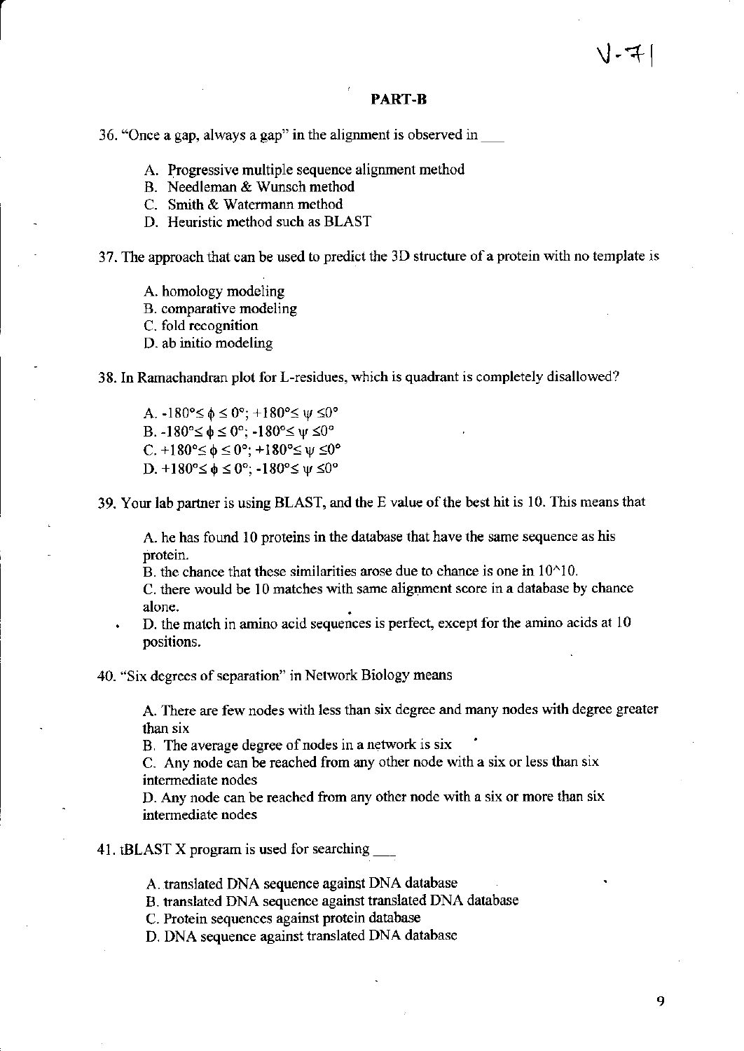V-71

## PART-B

36. "Once a gap, always a gap" in the alignment is observed in ___

A. Progressive multiple sequence alignment method
B. Needleman & Wunsch method
C. Smith & Watermann method
D. Heuristic method such as BLAST

37. The approach that can be used to predict the 3D structure of a protein with no template is

A. homology modeling
B. comparative modeling
C. fold recognition
D. ab initio modeling

38. In Ramachandran plot for L-residues, which is quadrant is completely disallowed?

A. $-180° \leq \phi \leq 0°$; $+180° \leq \psi \leq 0°$
B. $-180° \leq \phi \leq 0°$; $-180° \leq \psi \leq 0°$
C. $+180° \leq \phi \leq 0°$; $+180° \leq \psi \leq 0°$
D. $+180° \leq \phi \leq 0°$; $-180° \leq \psi \leq 0°$

39. Your lab partner is using BLAST, and the E value of the best hit is 10. This means that

A. he has found 10 proteins in the database that have the same sequence as his protein.
B. the chance that these similarities arose due to chance is one in 10^10.
C. there would be 10 matches with same alignment score in a database by chance alone.
D. the match in amino acid sequences is perfect, except for the amino acids at 10 positions.

40. "Six degrees of separation" in Network Biology means

A. There are few nodes with less than six degree and many nodes with degree greater than six
B. The average degree of nodes in a network is six
C. Any node can be reached from any other node with a six or less than six intermediate nodes
D. Any node can be reached from any other node with a six or more than six intermediate nodes

41. tBLAST X program is used for searching ___

A. translated DNA sequence against DNA database
B. translated DNA sequence against translated DNA database
C. Protein sequences against protein database
D. DNA sequence against translated DNA database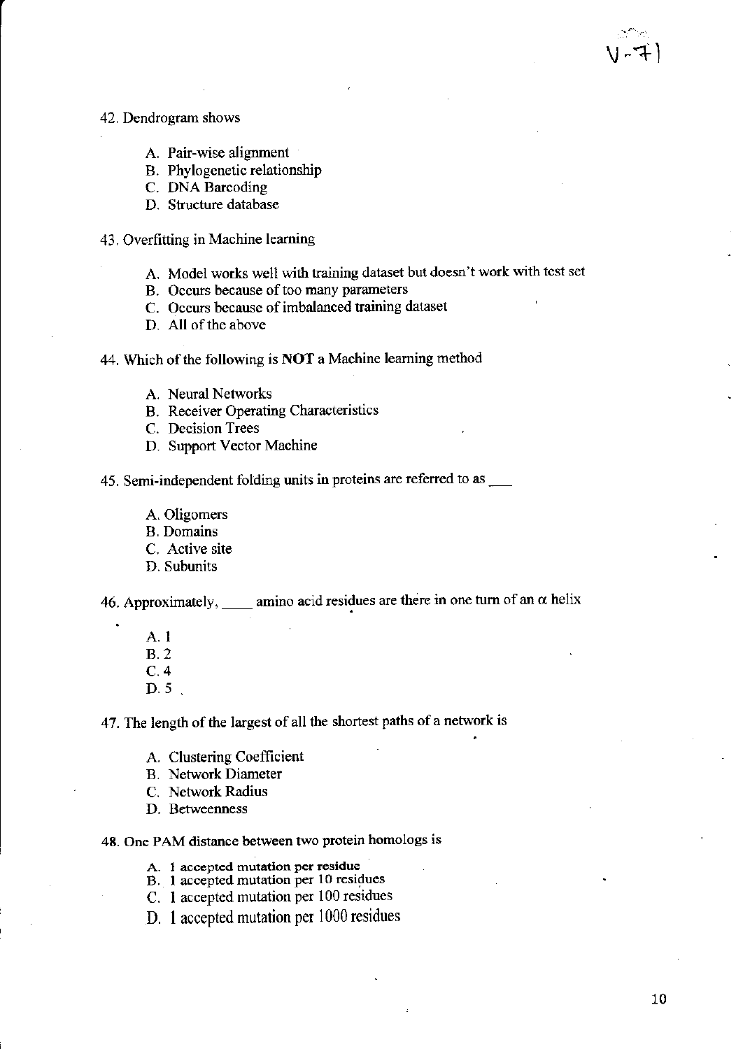42. Dendrogram shows

A. Pair-wise alignment
B. Phylogenetic relationship
C. DNA Barcoding
D. Structure database

43. Overfitting in Machine learning

A. Model works well with training dataset but doesn't work with test set
B. Occurs because of too many parameters
C. Occurs because of imbalanced training dataset
D. All of the above

44. Which of the following is **NOT** a Machine learning method

A. Neural Networks
B. Receiver Operating Characteristics
C. Decision Trees
D. Support Vector Machine

45. Semi-independent folding units in proteins are referred to as ___

A. Oligomers
B. Domains
C. Active site
D. Subunits

46. Approximately, ____ amino acid residues are there in one turn of an $\alpha$ helix

A. 1
B. 2
C. 4
D. 5

47. The length of the largest of all the shortest paths of a network is

A. Clustering Coefficient
B. Network Diameter
C. Network Radius
D. Betweenness

48. One PAM distance between two protein homologs is

A. 1 accepted mutation per residue
B. 1 accepted mutation per 10 residues
C. 1 accepted mutation per 100 residues
D. 1 accepted mutation per 1000 residues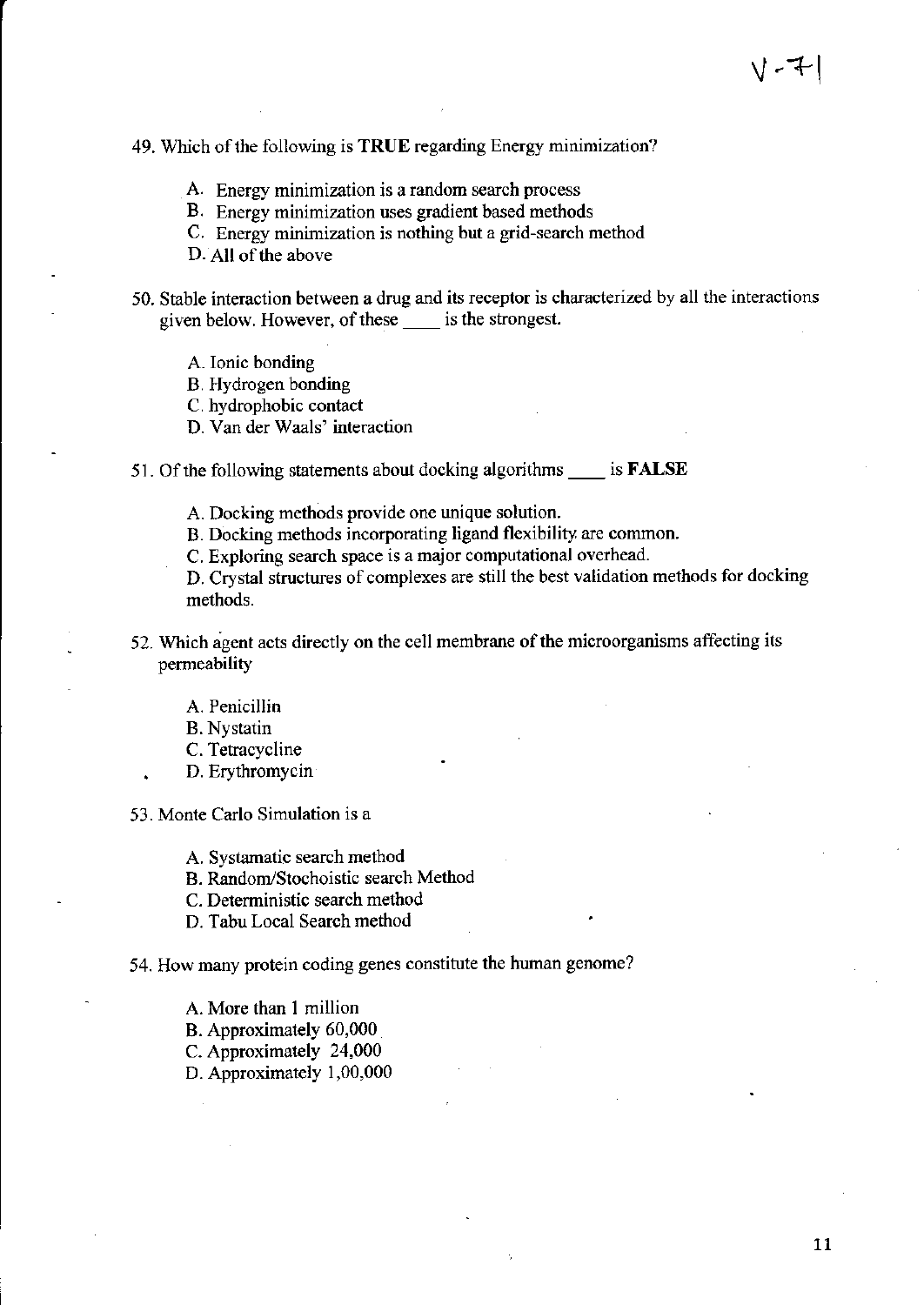49. Which of the following is **TRUE** regarding Energy minimization?

   A. Energy minimization is a random search process
   B. Energy minimization uses gradient based methods
   C. Energy minimization is nothing but a grid-search method
   D. All of the above

50. Stable interaction between a drug and its receptor is characterized by all the interactions given below. However, of these ____ is the strongest.

   A. Ionic bonding
   B. Hydrogen bonding
   C. hydrophobic contact
   D. Van der Waals' interaction

51. Of the following statements about docking algorithms ____ is **FALSE**

   A. Docking methods provide one unique solution.
   B. Docking methods incorporating ligand flexibility are common.
   C. Exploring search space is a major computational overhead.
   D. Crystal structures of complexes are still the best validation methods for docking methods.

52. Which agent acts directly on the cell membrane of the microorganisms affecting its permeability

   A. Penicillin
   B. Nystatin
   C. Tetracycline
   D. Erythromycin

53. Monte Carlo Simulation is a

   A. Systamatic search method
   B. Random/Stochoistic search Method
   C. Deterministic search method
   D. Tabu Local Search method

54. How many protein coding genes constitute the human genome?

   A. More than 1 million
   B. Approximately 60,000
   C. Approximately 24,000
   D. Approximately 1,00,000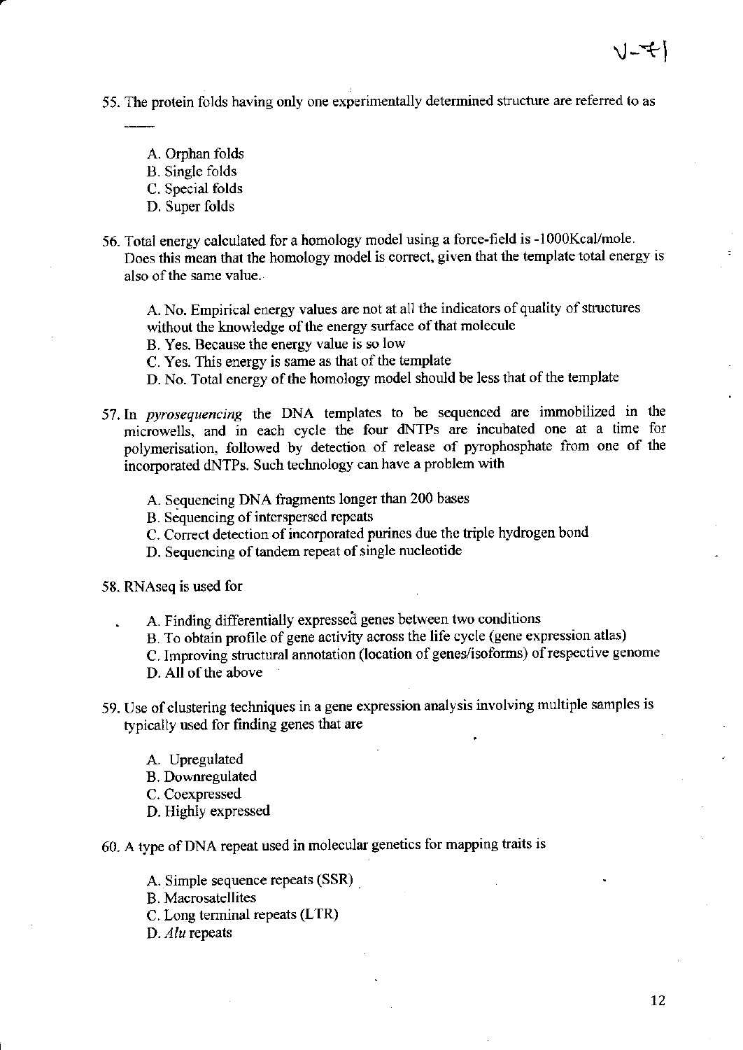55. The protein folds having only one experimentally determined structure are referred to as ____

   A. Orphan folds
   B. Single folds
   C. Special folds
   D. Super folds

56. Total energy calculated for a homology model using a force-field is -1000Kcal/mole. Does this mean that the homology model is correct, given that the template total energy is also of the same value.

   A. No. Empirical energy values are not at all the indicators of quality of structures without the knowledge of the energy surface of that molecule
   B. Yes. Because the energy value is so low
   C. Yes. This energy is same as that of the template
   D. No. Total energy of the homology model should be less that of the template

57. In *pyrosequencing* the DNA templates to be sequenced are immobilized in the microwells, and in each cycle the four dNTPs are incubated one at a time for polymerisation, followed by detection of release of pyrophosphate from one of the incorporated dNTPs. Such technology can have a problem with

   A. Sequencing DNA fragments longer than 200 bases
   B. Sequencing of interspersed repeats
   C. Correct detection of incorporated purines due the triple hydrogen bond
   D. Sequencing of tandem repeat of single nucleotide

58. RNAseq is used for

   A. Finding differentially expressed genes between two conditions
   B. To obtain profile of gene activity across the life cycle (gene expression atlas)
   C. Improving structural annotation (location of genes/isoforms) of respective genome
   D. All of the above

59. Use of clustering techniques in a gene expression analysis involving multiple samples is typically used for finding genes that are

   A. Upregulated
   B. Downregulated
   C. Coexpressed
   D. Highly expressed

60. A type of DNA repeat used in molecular genetics for mapping traits is

   A. Simple sequence repeats (SSR)
   B. Macrosatellites
   C. Long terminal repeats (LTR)
   D. *Alu* repeats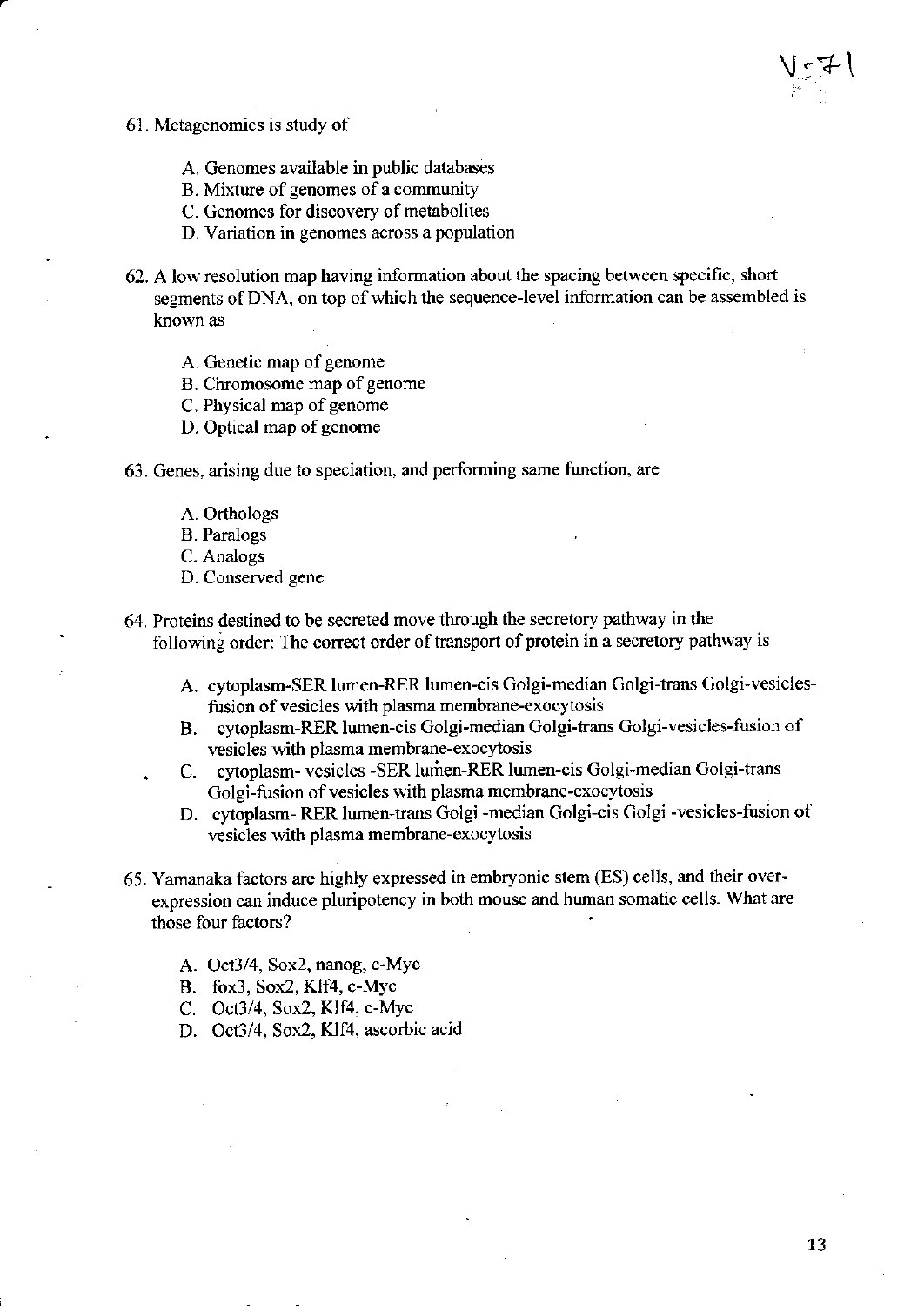61. Metagenomics is study of

    A. Genomes available in public databases
    B. Mixture of genomes of a community
    C. Genomes for discovery of metabolites
    D. Variation in genomes across a population

62. A low resolution map having information about the spacing between specific, short segments of DNA, on top of which the sequence-level information can be assembled is known as

    A. Genetic map of genome
    B. Chromosome map of genome
    C. Physical map of genome
    D. Optical map of genome

63. Genes, arising due to speciation, and performing same function, are

    A. Orthologs
    B. Paralogs
    C. Analogs
    D. Conserved gene

64. Proteins destined to be secreted move through the secretory pathway in the following order: The correct order of transport of protein in a secretory pathway is

    A. cytoplasm-SER lumen-RER lumen-cis Golgi-median Golgi-trans Golgi-vesicles-fusion of vesicles with plasma membrane-exocytosis
    B. cytoplasm-RER lumen-cis Golgi-median Golgi-trans Golgi-vesicles-fusion of vesicles with plasma membrane-exocytosis
    C. cytoplasm- vesicles -SER lumen-RER lumen-cis Golgi-median Golgi-trans Golgi-fusion of vesicles with plasma membrane-exocytosis
    D. cytoplasm- RER lumen-trans Golgi -median Golgi-cis Golgi -vesicles-fusion of vesicles with plasma membrane-exocytosis

65. Yamanaka factors are highly expressed in embryonic stem (ES) cells, and their over-expression can induce pluripotency in both mouse and human somatic cells. What are those four factors?

    A. Oct3/4, Sox2, nanog, c-Myc
    B. fox3, Sox2, Klf4, c-Myc
    C. Oct3/4, Sox2, Klf4, c-Myc
    D. Oct3/4, Sox2, Klf4, ascorbic acid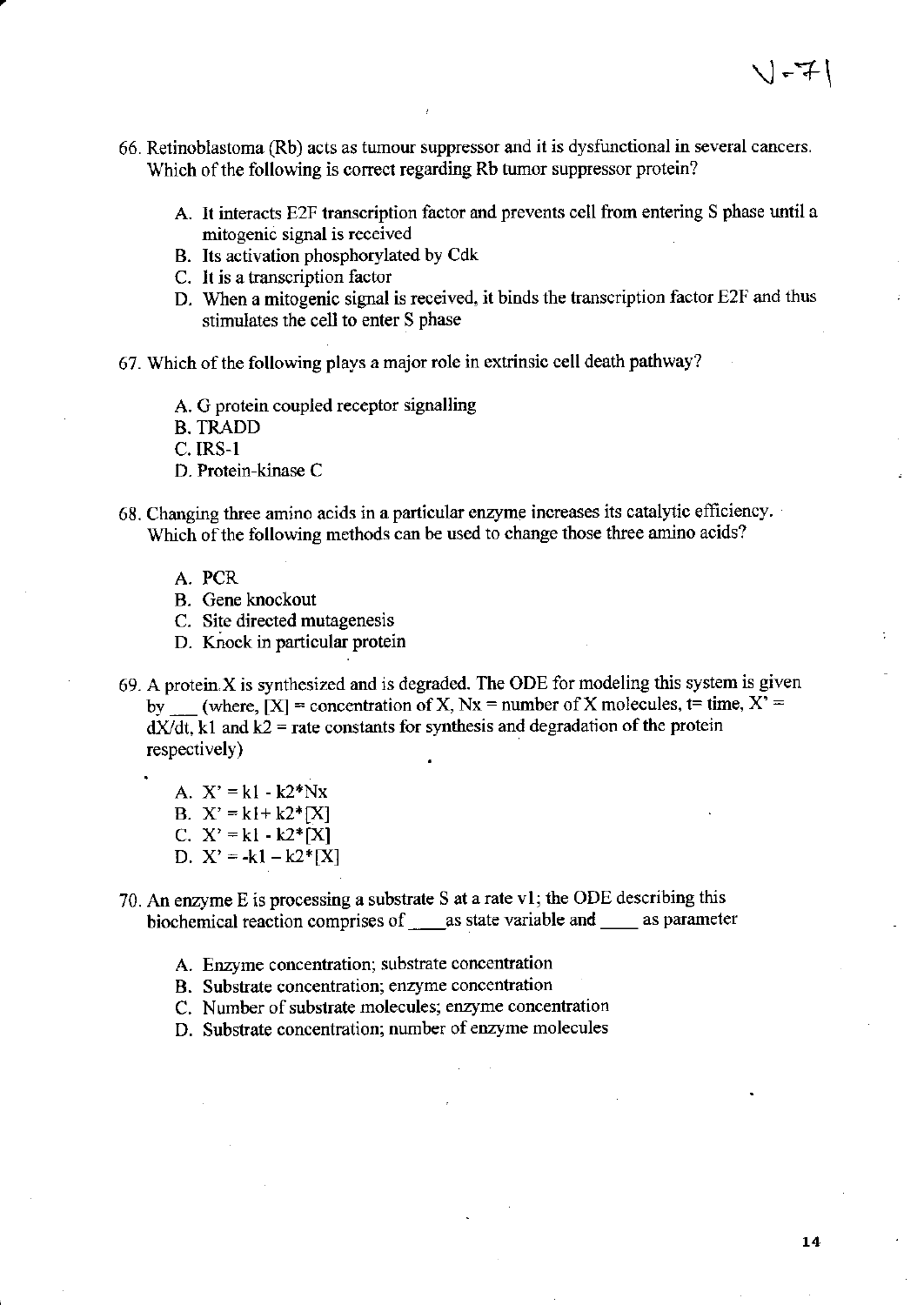66. Retinoblastoma (Rb) acts as tumour suppressor and it is dysfunctional in several cancers. Which of the following is correct regarding Rb tumor suppressor protein?

   A. It interacts E2F transcription factor and prevents cell from entering S phase until a mitogenic signal is received
   B. Its activation phosphorylated by Cdk
   C. It is a transcription factor
   D. When a mitogenic signal is received, it binds the transcription factor E2F and thus stimulates the cell to enter S phase

67. Which of the following plays a major role in extrinsic cell death pathway?

   A. G protein coupled receptor signalling
   B. TRADD
   C. IRS-1
   D. Protein-kinase C

68. Changing three amino acids in a particular enzyme increases its catalytic efficiency. Which of the following methods can be used to change those three amino acids?

   A. PCR
   B. Gene knockout
   C. Site directed mutagenesis
   D. Knock in particular protein

69. A protein X is synthesized and is degraded. The ODE for modeling this system is given by ___ (where, [X] = concentration of X, Nx = number of X molecules, t= time, X' = dX/dt, k1 and k2 = rate constants for synthesis and degradation of the protein respectively)

   A. X' = k1 - k2*Nx
   B. X' = k1+ k2*[X]
   C. X' = k1 - k2*[X]
   D. X' = -k1 – k2*[X]

70. An enzyme E is processing a substrate S at a rate v1; the ODE describing this biochemical reaction comprises of ____as state variable and ____ as parameter

   A. Enzyme concentration; substrate concentration
   B. Substrate concentration; enzyme concentration
   C. Number of substrate molecules; enzyme concentration
   D. Substrate concentration; number of enzyme molecules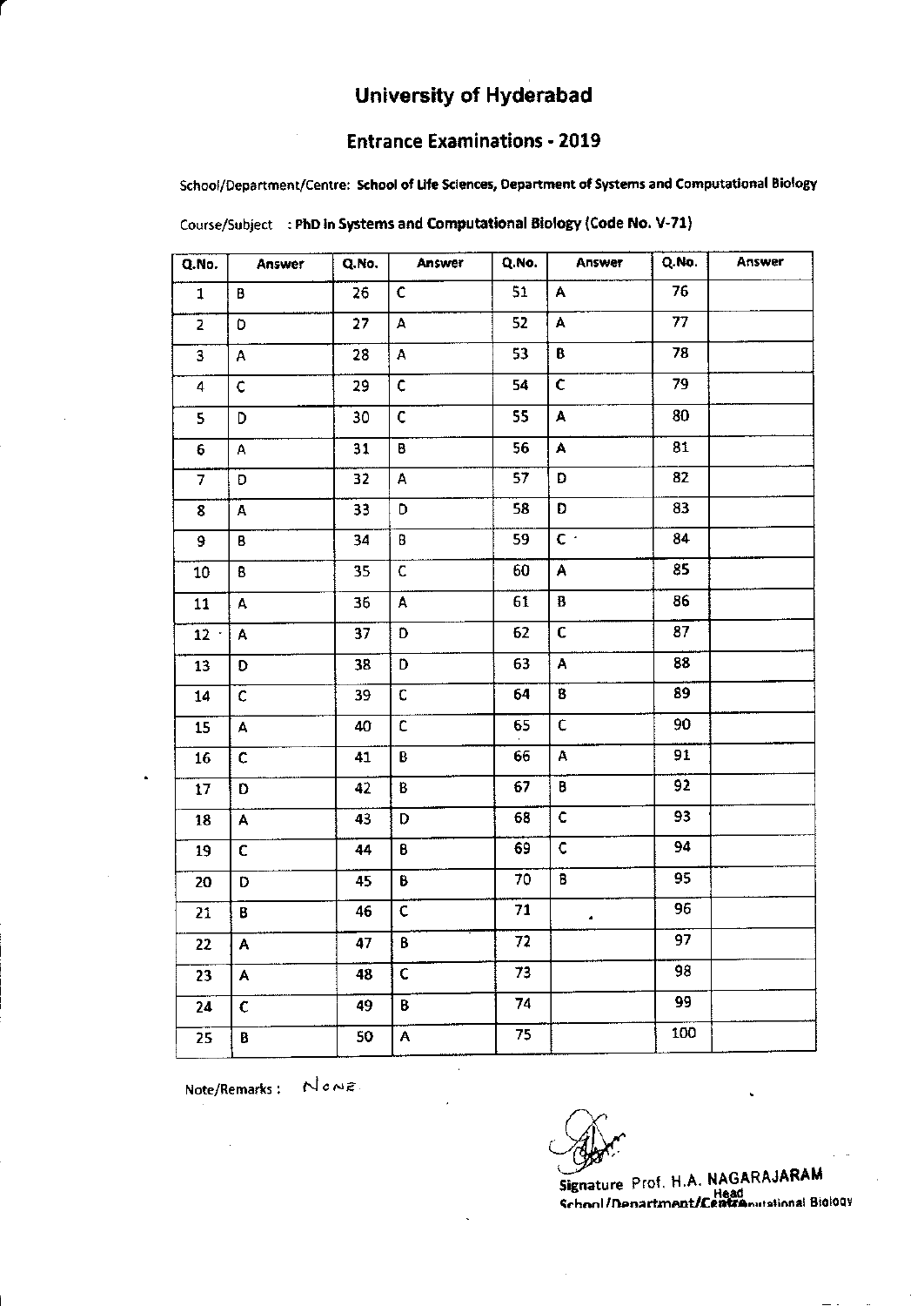# University of Hyderabad

## Entrance Examinations - 2019

School/Department/Centre: **School of Life Sciences, Department of Systems and Computational Biology**

Course/Subject : **PhD in Systems and Computational Biology (Code No. V-71)**

| Q.No. | Answer | Q.No. | Answer | Q.No. | Answer | Q.No. | Answer |
|---|---|---|---|---|---|---|---|
| 1 | B | 26 | C | 51 | A | 76 | |
| 2 | D | 27 | A | 52 | A | 77 | |
| 3 | A | 28 | A | 53 | B | 78 | |
| 4 | C | 29 | C | 54 | C | 79 | |
| 5 | D | 30 | C | 55 | A | 80 | |
| 6 | A | 31 | B | 56 | A | 81 | |
| 7 | D | 32 | A | 57 | D | 82 | |
| 8 | A | 33 | D | 58 | D | 83 | |
| 9 | B | 34 | B | 59 | C | 84 | |
| 10 | B | 35 | C | 60 | A | 85 | |
| 11 | A | 36 | A | 61 | B | 86 | |
| 12 | A | 37 | D | 62 | C | 87 | |
| 13 | D | 38 | D | 63 | A | 88 | |
| 14 | C | 39 | C | 64 | B | 89 | |
| 15 | A | 40 | C | 65 | C | 90 | |
| 16 | C | 41 | B | 66 | A | 91 | |
| 17 | D | 42 | B | 67 | B | 92 | |
| 18 | A | 43 | D | 68 | C | 93 | |
| 19 | C | 44 | B | 69 | C | 94 | |
| 20 | D | 45 | B | 70 | B | 95 | |
| 21 | B | 46 | C | 71 | | 96 | |
| 22 | A | 47 | B | 72 | | 97 | |
| 23 | A | 48 | C | 73 | | 98 | |
| 24 | C | 49 | B | 74 | | 99 | |
| 25 | B | 50 | A | 75 | | 100 | |

Note/Remarks : None

Signature Prof. H.A. NAGARAJARAM
Head
School/Department/Centre Computational Biology